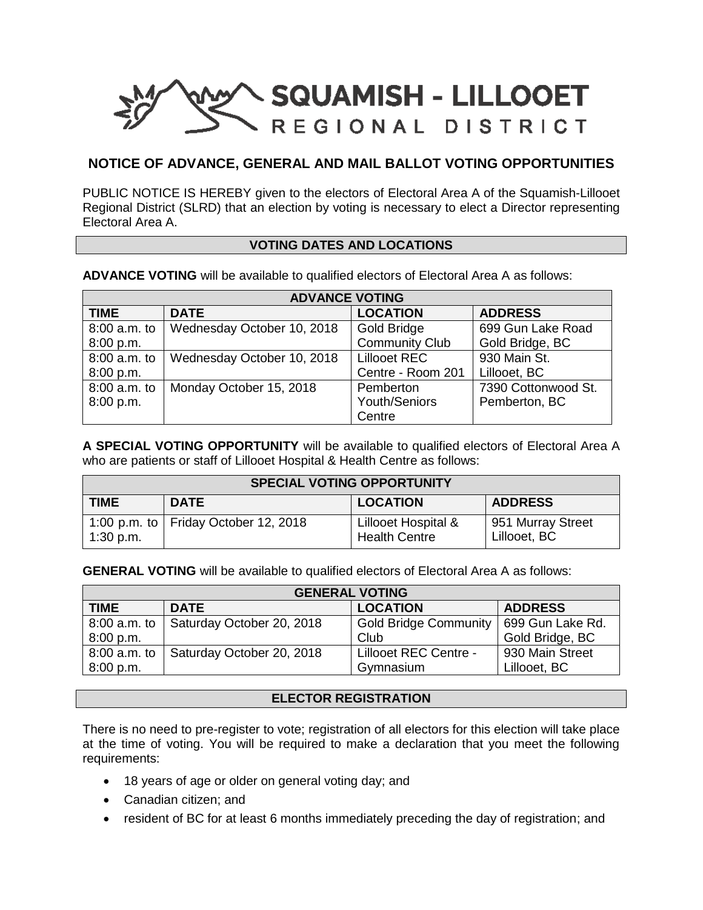SQUAMISH - LILLOOET REGIONAL DISTRICT

## NOTICE OF ADVANCE, GENERAL AND MAIL BALLOT VOTING OPPORTUNITIES

PUBLIC NOTICE IS HEREBY given to the electors of Electoral Area A of the Squamish-Lillooet Regional District (SLRD) that an election by voting is necessary to elect a Director representing Electoral Area A.

### VOTING DATES AND LOCATIONS

**ADVANCE VOTING** will be available to qualified electors of Electoral Area A as follows:

| ADVANCE VOTING | | | |
|---|---|---|---|
| **TIME** | **DATE** | **LOCATION** | **ADDRESS** |
| 8:00 a.m. to 8:00 p.m. | Wednesday October 10, 2018 | Gold Bridge Community Club | 699 Gun Lake Road Gold Bridge, BC |
| 8:00 a.m. to 8:00 p.m. | Wednesday October 10, 2018 | Lillooet REC Centre - Room 201 | 930 Main St. Lillooet, BC |
| 8:00 a.m. to 8:00 p.m. | Monday October 15, 2018 | Pemberton Youth/Seniors Centre | 7390 Cottonwood St. Pemberton, BC |

**A SPECIAL VOTING OPPORTUNITY** will be available to qualified electors of Electoral Area A who are patients or staff of Lillooet Hospital & Health Centre as follows:

| SPECIAL VOTING OPPORTUNITY | | | |
|---|---|---|---|
| **TIME** | **DATE** | **LOCATION** | **ADDRESS** |
| 1:00 p.m. to 1:30 p.m. | Friday October 12, 2018 | Lillooet Hospital & Health Centre | 951 Murray Street Lillooet, BC |

**GENERAL VOTING** will be available to qualified electors of Electoral Area A as follows:

| GENERAL VOTING | | | |
|---|---|---|---|
| **TIME** | **DATE** | **LOCATION** | **ADDRESS** |
| 8:00 a.m. to 8:00 p.m. | Saturday October 20, 2018 | Gold Bridge Community Club | 699 Gun Lake Rd. Gold Bridge, BC |
| 8:00 a.m. to 8:00 p.m. | Saturday October 20, 2018 | Lillooet REC Centre - Gymnasium | 930 Main Street Lillooet, BC |

### ELECTOR REGISTRATION

There is no need to pre-register to vote; registration of all electors for this election will take place at the time of voting. You will be required to make a declaration that you meet the following requirements:

- 18 years of age or older on general voting day; and
- Canadian citizen; and
- resident of BC for at least 6 months immediately preceding the day of registration; and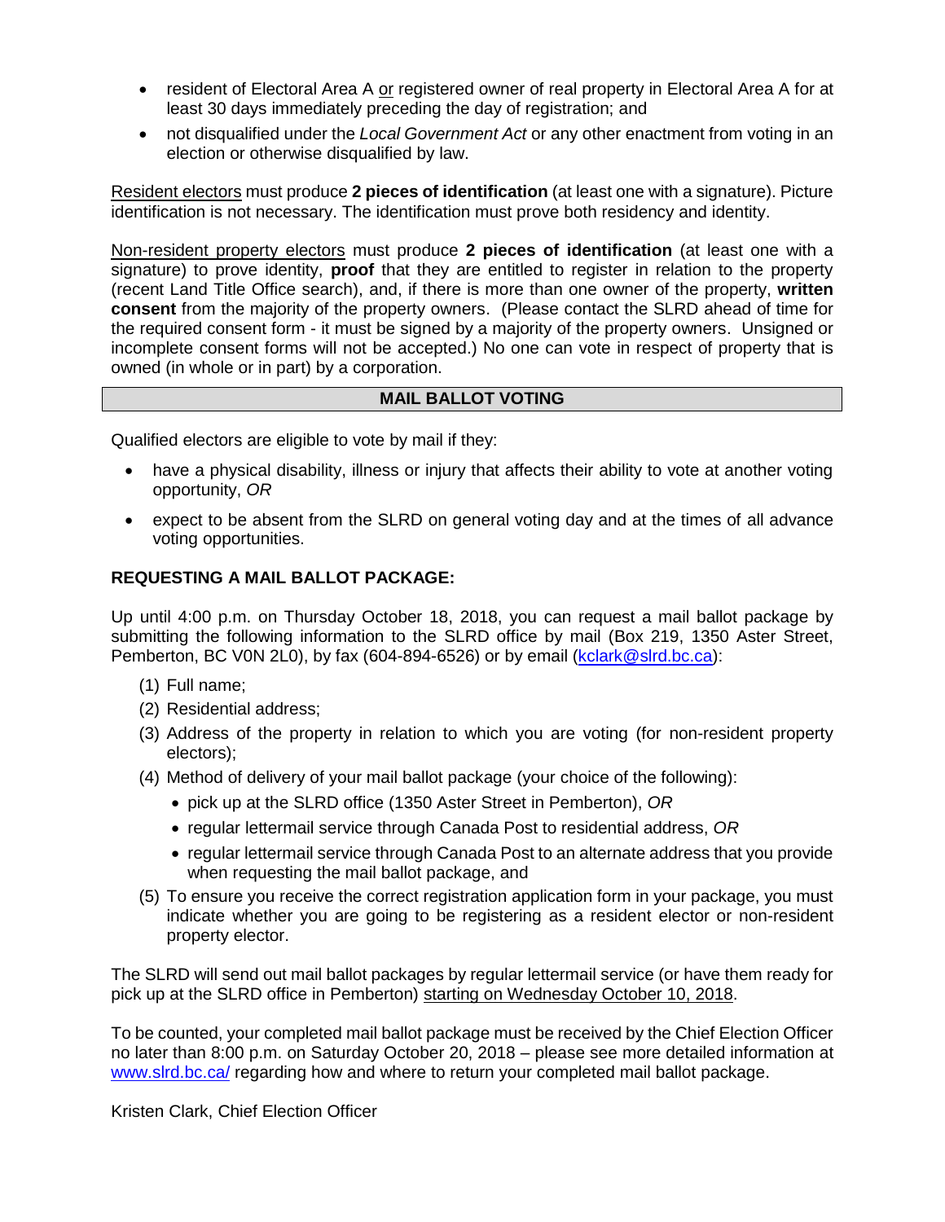- resident of Electoral Area A or registered owner of real property in Electoral Area A for at least 30 days immediately preceding the day of registration; and
- not disqualified under the *Local Government Act* or any other enactment from voting in an election or otherwise disqualified by law.

Resident electors must produce **2 pieces of identification** (at least one with a signature). Picture identification is not necessary. The identification must prove both residency and identity.

Non-resident property electors must produce **2 pieces of identification** (at least one with a signature) to prove identity, **proof** that they are entitled to register in relation to the property (recent Land Title Office search), and, if there is more than one owner of the property, **written consent** from the majority of the property owners. (Please contact the SLRD ahead of time for the required consent form - it must be signed by a majority of the property owners. Unsigned or incomplete consent forms will not be accepted.) No one can vote in respect of property that is owned (in whole or in part) by a corporation.

## MAIL BALLOT VOTING

Qualified electors are eligible to vote by mail if they:

- have a physical disability, illness or injury that affects their ability to vote at another voting opportunity, *OR*
- expect to be absent from the SLRD on general voting day and at the times of all advance voting opportunities.

### REQUESTING A MAIL BALLOT PACKAGE:

Up until 4:00 p.m. on Thursday October 18, 2018, you can request a mail ballot package by submitting the following information to the SLRD office by mail (Box 219, 1350 Aster Street, Pemberton, BC V0N 2L0), by fax (604-894-6526) or by email (kclark@slrd.bc.ca):

(1) Full name;

(2) Residential address;

(3) Address of the property in relation to which you are voting (for non-resident property electors);

(4) Method of delivery of your mail ballot package (your choice of the following):
  - pick up at the SLRD office (1350 Aster Street in Pemberton), *OR*
  - regular lettermail service through Canada Post to residential address, *OR*
  - regular lettermail service through Canada Post to an alternate address that you provide when requesting the mail ballot package, and

(5) To ensure you receive the correct registration application form in your package, you must indicate whether you are going to be registering as a resident elector or non-resident property elector.

The SLRD will send out mail ballot packages by regular lettermail service (or have them ready for pick up at the SLRD office in Pemberton) starting on Wednesday October 10, 2018.

To be counted, your completed mail ballot package must be received by the Chief Election Officer no later than 8:00 p.m. on Saturday October 20, 2018 – please see more detailed information at www.slrd.bc.ca/ regarding how and where to return your completed mail ballot package.

Kristen Clark, Chief Election Officer